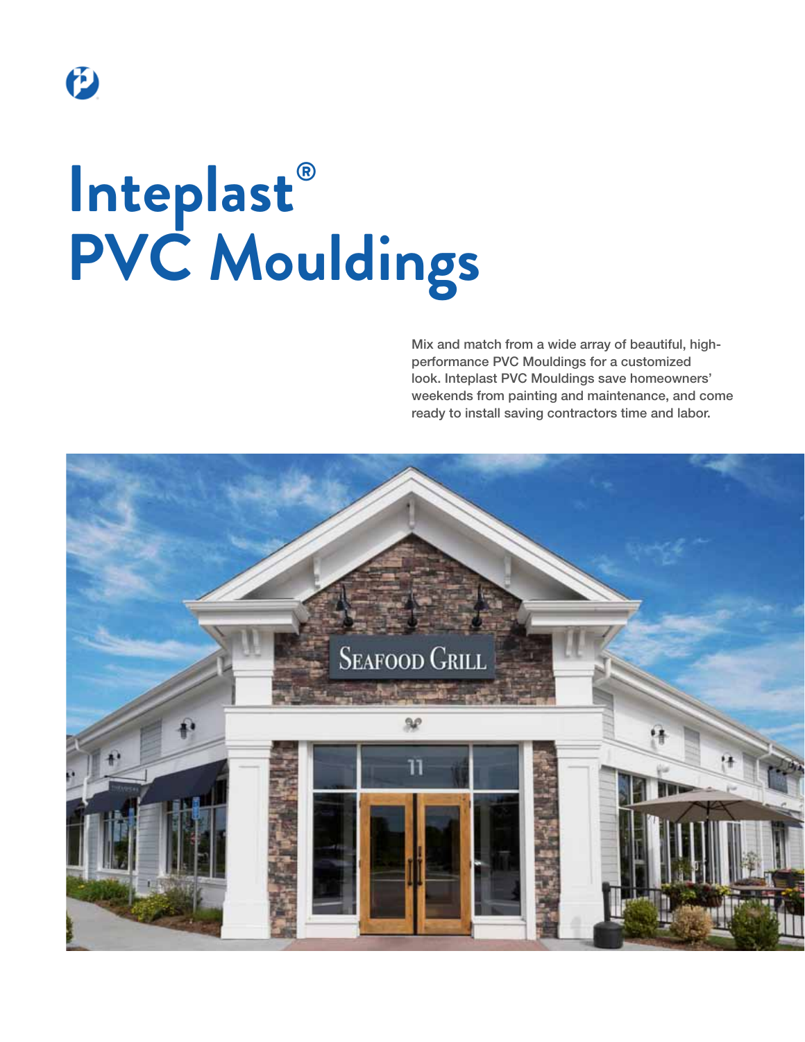# Inteplast® PVC Mouldings

Mix and match from a wide array of beautiful, high-performance PVC Mouldings for a customized look. Inteplast PVC Mouldings save homeowners' weekends from painting and maintenance, and come ready to install saving contractors time and labor.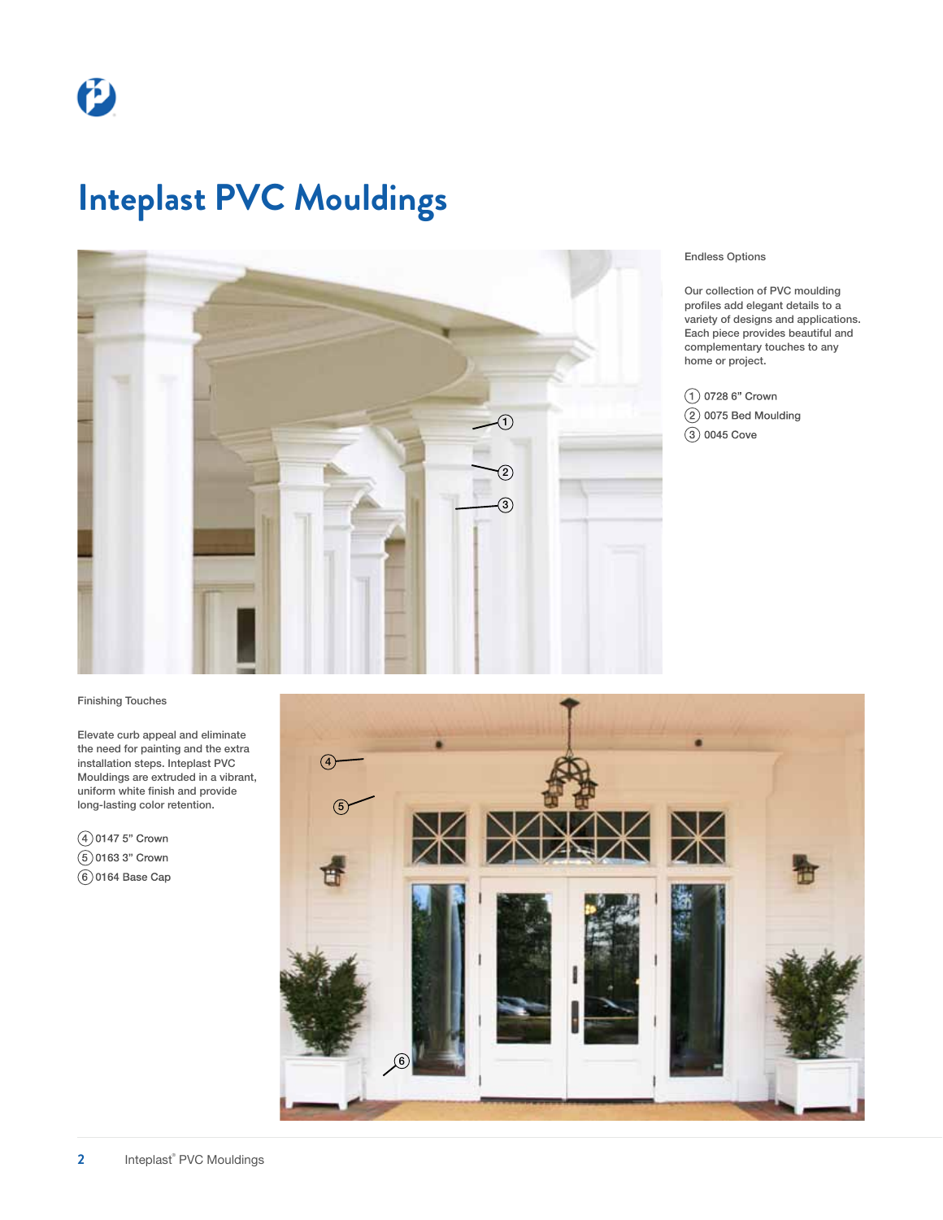# Inteplast PVC Mouldings

Endless Options

Our collection of PVC moulding profiles add elegant details to a variety of designs and applications. Each piece provides beautiful and complementary touches to any home or project.

1. 0728 6" Crown
2. 0075 Bed Moulding
3. 0045 Cove

Finishing Touches

Elevate curb appeal and eliminate the need for painting and the extra installation steps. Inteplast PVC Mouldings are extruded in a vibrant, uniform white finish and provide long-lasting color retention.

4. 0147 5" Crown
5. 0163 3" Crown
6. 0164 Base Cap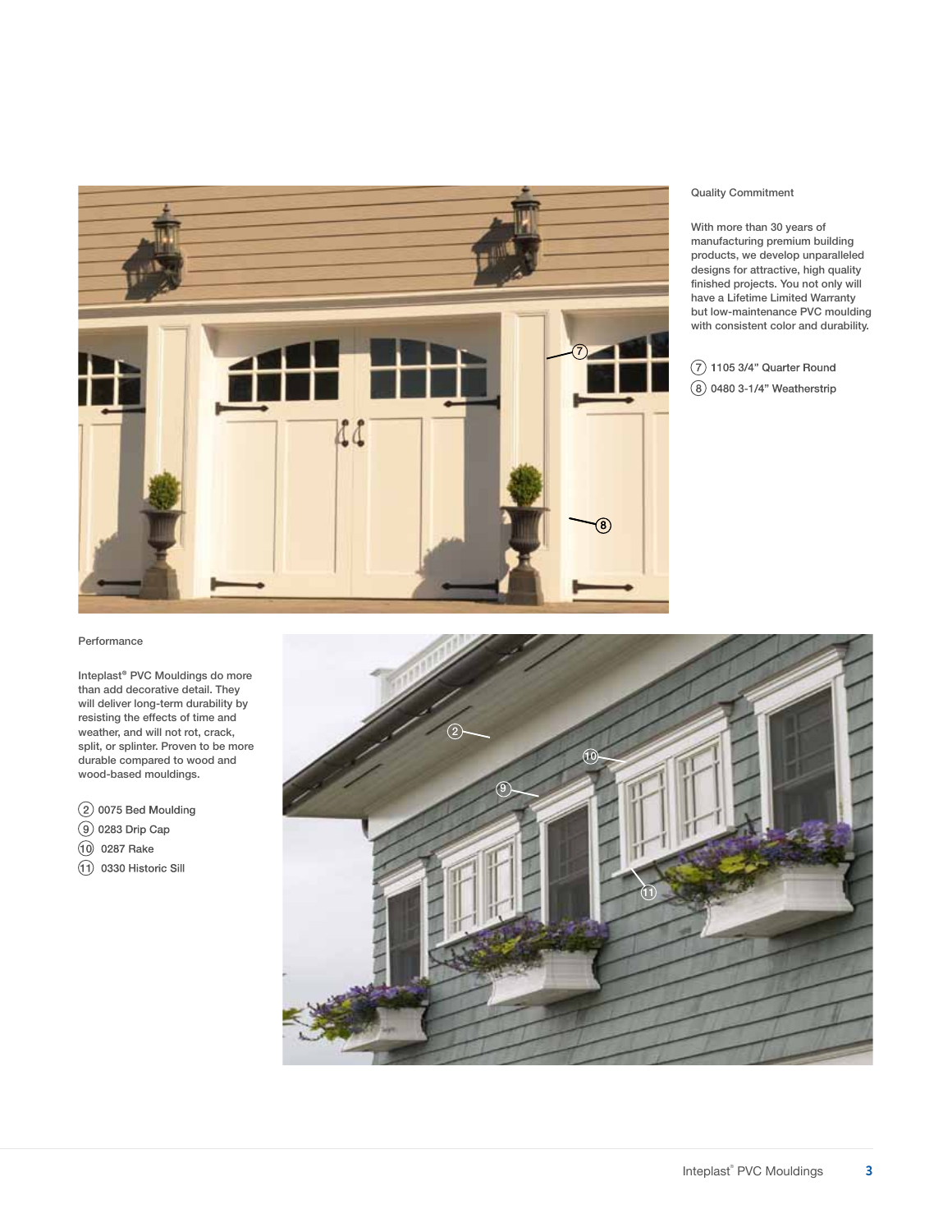## Quality Commitment

With more than 30 years of manufacturing premium building products, we develop unparalleled designs for attractive, high quality finished projects. You not only will have a Lifetime Limited Warranty but low-maintenance PVC moulding with consistent color and durability.

(7) 1105 3/4" Quarter Round
(8) 0480 3-1/4" Weatherstrip

## Performance

Inteplast® PVC Mouldings do more than add decorative detail. They will deliver long-term durability by resisting the effects of time and weather, and will not rot, crack, split, or splinter. Proven to be more durable compared to wood and wood-based mouldings.

(2) 0075 Bed Moulding
(9) 0283 Drip Cap
(10) 0287 Rake
(11) 0330 Historic Sill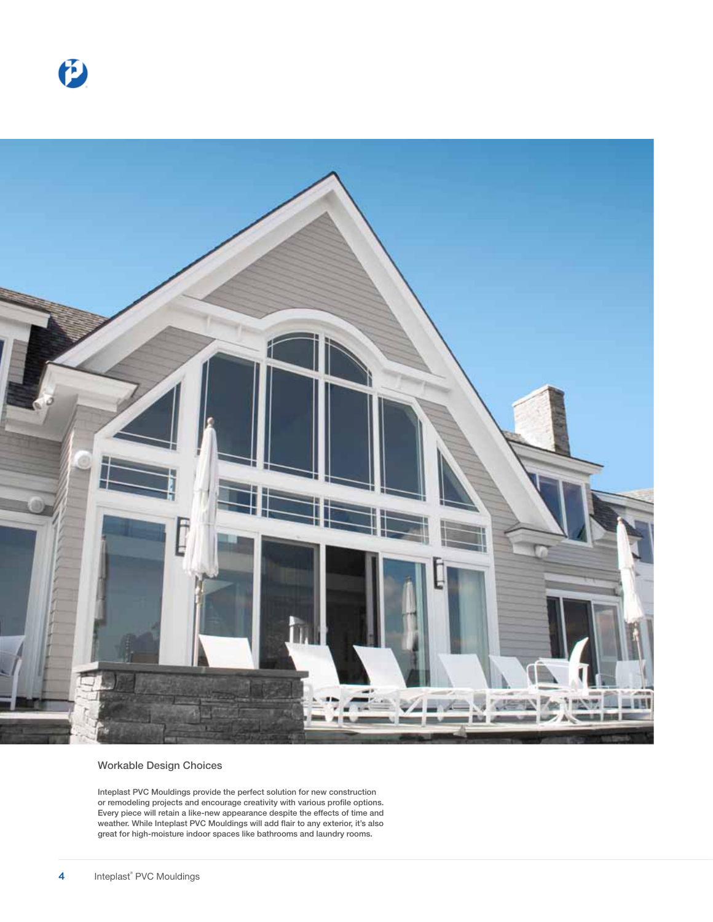## Workable Design Choices

Inteplast PVC Mouldings provide the perfect solution for new construction or remodeling projects and encourage creativity with various profile options. Every piece will retain a like-new appearance despite the effects of time and weather. While Inteplast PVC Mouldings will add flair to any exterior, it's also great for high-moisture indoor spaces like bathrooms and laundry rooms.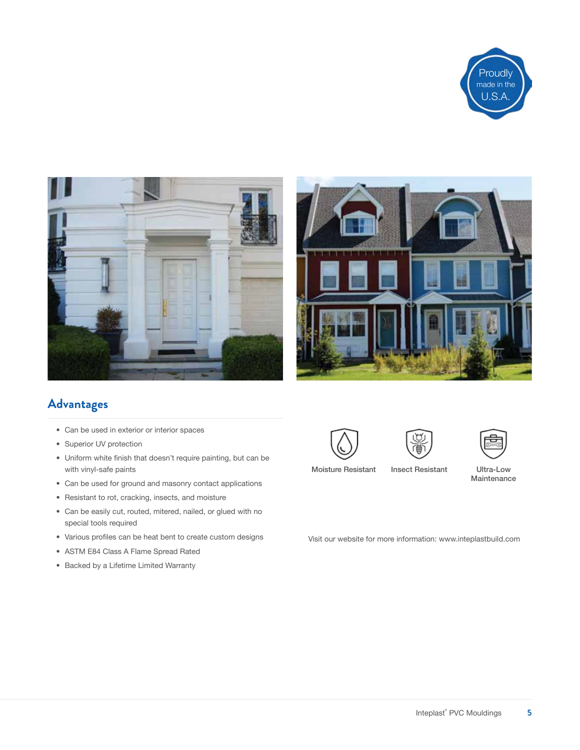Proudly made in the U.S.A.

## Advantages

- Can be used in exterior or interior spaces
- Superior UV protection
- Uniform white finish that doesn't require painting, but can be with vinyl-safe paints
- Can be used for ground and masonry contact applications
- Resistant to rot, cracking, insects, and moisture
- Can be easily cut, routed, mitered, nailed, or glued with no special tools required
- Various profiles can be heat bent to create custom designs
- ASTM E84 Class A Flame Spread Rated
- Backed by a Lifetime Limited Warranty

Moisture Resistant

Insect Resistant

Ultra-Low Maintenance

Visit our website for more information: www.inteplastbuild.com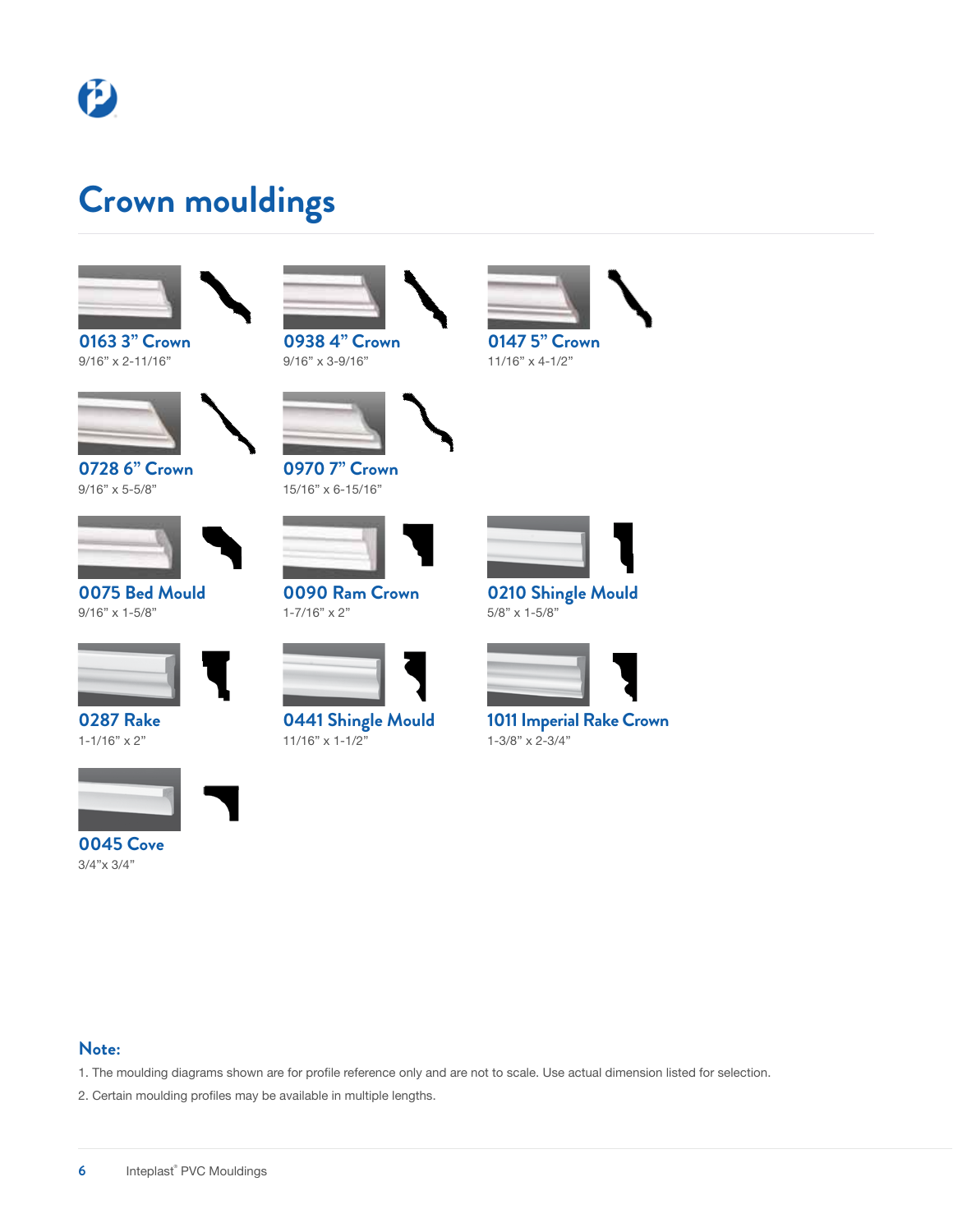# Crown mouldings

**0163 3" Crown**
9/16" x 2-11/16"

**0938 4" Crown**
9/16" x 3-9/16"

**0147 5" Crown**
11/16" x 4-1/2"

**0728 6" Crown**
9/16" x 5-5/8"

**0970 7" Crown**
15/16" x 6-15/16"

**0075 Bed Mould**
9/16" x 1-5/8"

**0090 Ram Crown**
1-7/16" x 2"

**0210 Shingle Mould**
5/8" x 1-5/8"

**0287 Rake**
1-1/16" x 2"

**0441 Shingle Mould**
11/16" x 1-1/2"

**1011 Imperial Rake Crown**
1-3/8" x 2-3/4"

**0045 Cove**
3/4"x 3/4"

## Note:

1. The moulding diagrams shown are for profile reference only and are not to scale. Use actual dimension listed for selection.
2. Certain moulding profiles may be available in multiple lengths.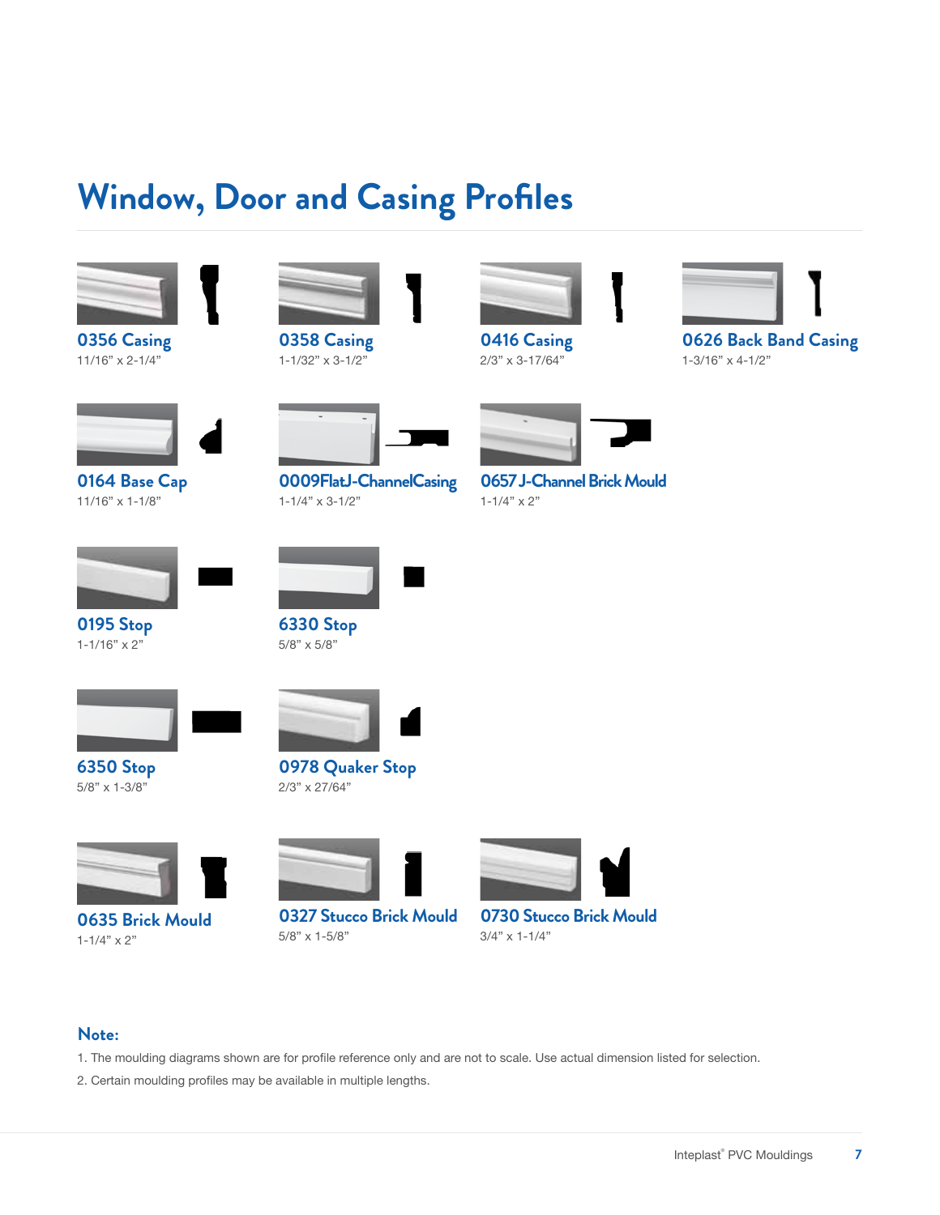# Window, Door and Casing Profiles

**0356 Casing**
11/16" x 2-1/4"

**0358 Casing**
1-1/32" x 3-1/2"

**0416 Casing**
2/3" x 3-17/64"

**0626 Back Band Casing**
1-3/16" x 4-1/2"

**0164 Base Cap**
11/16" x 1-1/8"

**0009FlatJ-ChannelCasing**
1-1/4" x 3-1/2"

**0657 J-Channel Brick Mould**
1-1/4" x 2"

**0195 Stop**
1-1/16" x 2"

**6330 Stop**
5/8" x 5/8"

**6350 Stop**
5/8" x 1-3/8"

**0978 Quaker Stop**
2/3" x 27/64"

**0635 Brick Mould**
1-1/4" x 2"

**0327 Stucco Brick Mould**
5/8" x 1-5/8"

**0730 Stucco Brick Mould**
3/4" x 1-1/4"

## Note:

1. The moulding diagrams shown are for profile reference only and are not to scale. Use actual dimension listed for selection.
2. Certain moulding profiles may be available in multiple lengths.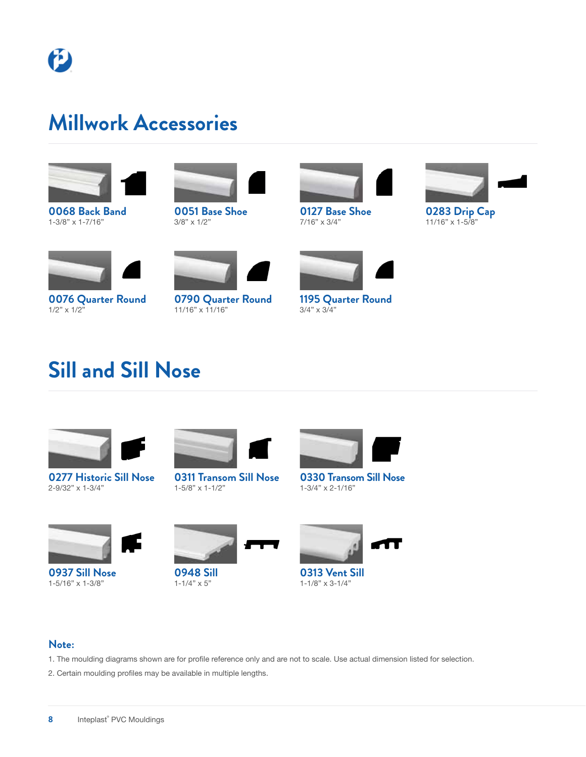# Millwork Accessories

**0068 Back Band**
1-3/8" x 1-7/16"

**0051 Base Shoe**
3/8" x 1/2"

**0127 Base Shoe**
7/16" x 3/4"

**0283 Drip Cap**
11/16" x 1-5/8"

**0076 Quarter Round**
1/2" x 1/2"

**0790 Quarter Round**
11/16" x 11/16"

**1195 Quarter Round**
3/4" x 3/4"

# Sill and Sill Nose

**0277 Historic Sill Nose**
2-9/32" x 1-3/4"

**0311 Transom Sill Nose**
1-5/8" x 1-1/2"

**0330 Transom Sill Nose**
1-3/4" x 2-1/16"

**0937 Sill Nose**
1-5/16" x 1-3/8"

**0948 Sill**
1-1/4" x 5"

**0313 Vent Sill**
1-1/8" x 3-1/4"

### Note:

1. The moulding diagrams shown are for profile reference only and are not to scale. Use actual dimension listed for selection.
2. Certain moulding profiles may be available in multiple lengths.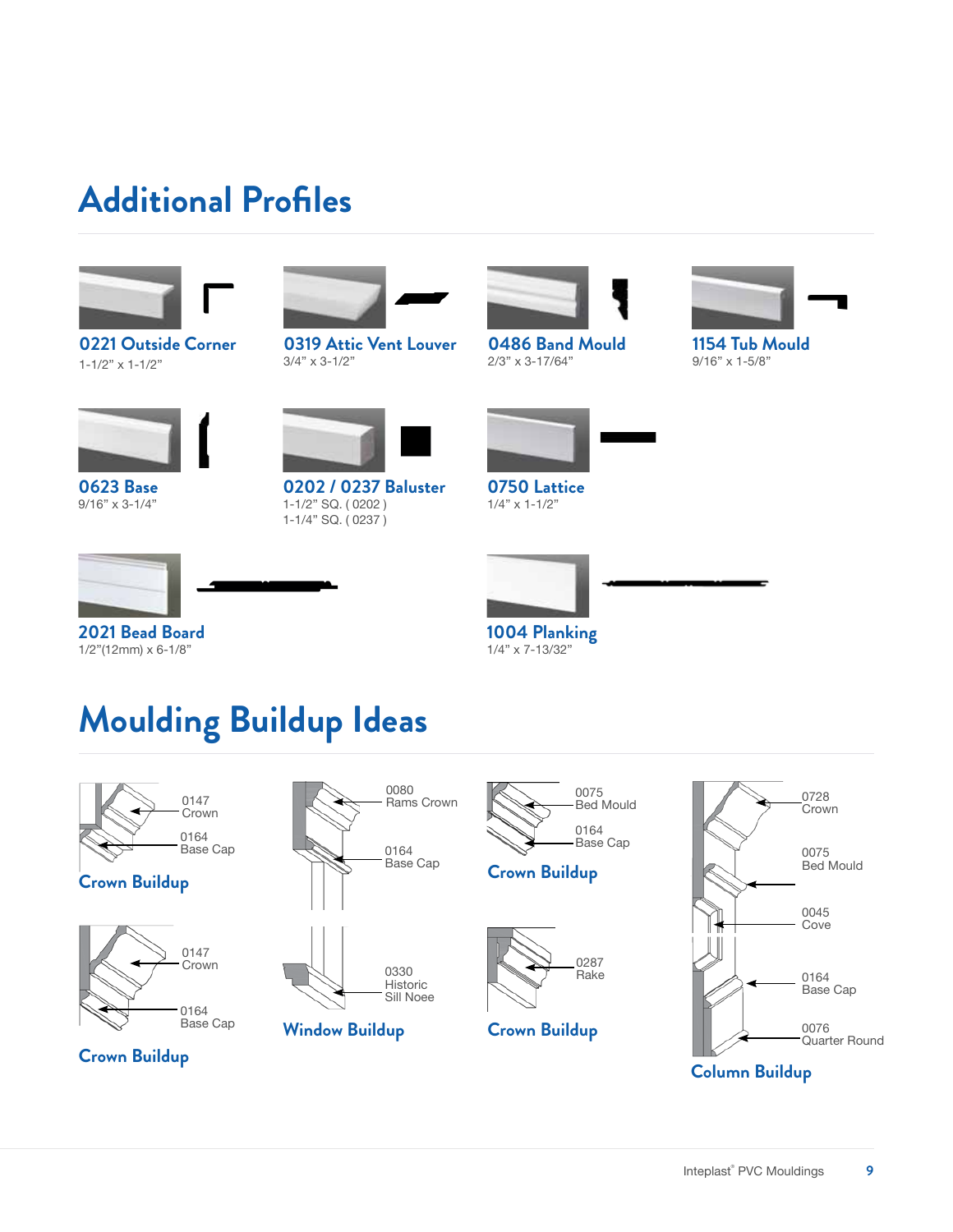# Additional Profiles

**0221 Outside Corner**
1-1/2" x 1-1/2"

**0319 Attic Vent Louver**
3/4" x 3-1/2"

**0486 Band Mould**
2/3" x 3-17/64"

**1154 Tub Mould**
9/16" x 1-5/8"

**0623 Base**
9/16" x 3-1/4"

**0202 / 0237 Baluster**
1-1/2" SQ. ( 0202 )
1-1/4" SQ. ( 0237 )

**0750 Lattice**
1/4" x 1-1/2"

**2021 Bead Board**
1/2"(12mm) x 6-1/8"

**1004 Planking**
1/4" x 7-13/32"

# Moulding Buildup Ideas

0147 Crown
0164 Base Cap

**Crown Buildup**

0147 Crown
0164 Base Cap

**Crown Buildup**

0080 Rams Crown
0164 Base Cap

0330 Historic Sill Noee

**Window Buildup**

0075 Bed Mould
0164 Base Cap

**Crown Buildup**

0287 Rake

**Crown Buildup**

0728 Crown
0075 Bed Mould
0045 Cove
0164 Base Cap
0076 Quarter Round

**Column Buildup**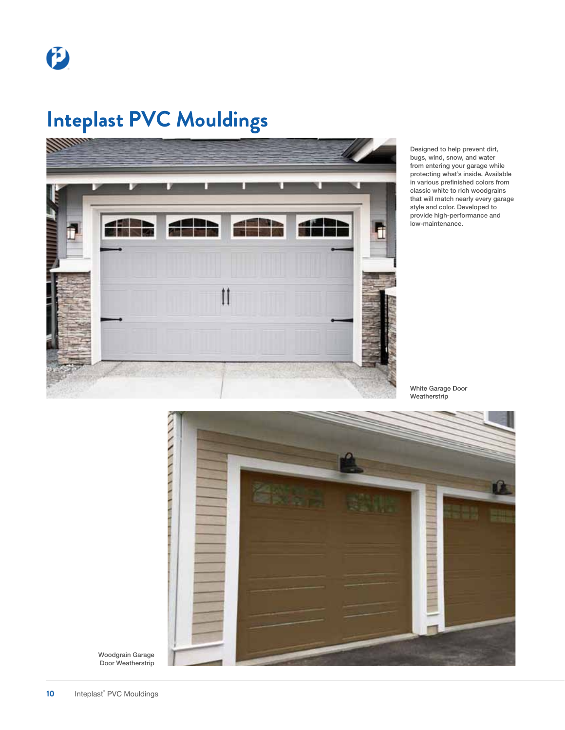# Inteplast PVC Mouldings

Designed to help prevent dirt, bugs, wind, snow, and water from entering your garage while protecting what's inside. Available in various prefinished colors from classic white to rich woodgrains that will match nearly every garage style and color. Developed to provide high-performance and low-maintenance.

White Garage Door Weatherstrip

Woodgrain Garage Door Weatherstrip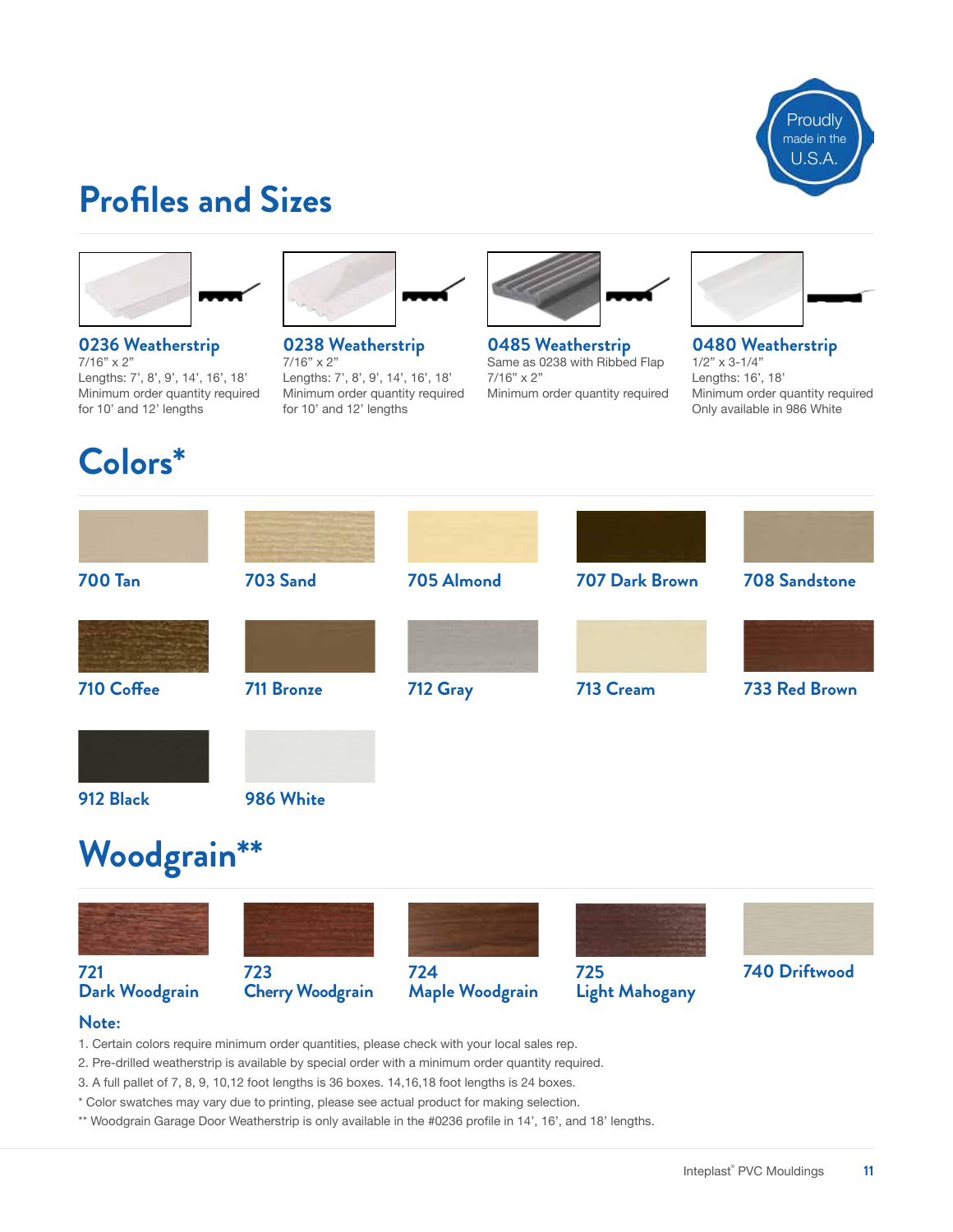Proudly made in the U.S.A.

# Profiles and Sizes

### 0236 Weatherstrip
7/16" x 2"
Lengths: 7', 8', 9', 14', 16', 18'
Minimum order quantity required for 10' and 12' lengths

### 0238 Weatherstrip
7/16" x 2"
Lengths: 7', 8', 9', 14', 16', 18'
Minimum order quantity required for 10' and 12' lengths

### 0485 Weatherstrip
Same as 0238 with Ribbed Flap
7/16" x 2"
Minimum order quantity required

### 0480 Weatherstrip
1/2" x 3-1/4"
Lengths: 16', 18'
Minimum order quantity required
Only available in 986 White

# Colors*

- 700 Tan
- 703 Sand
- 705 Almond
- 707 Dark Brown
- 708 Sandstone
- 710 Coffee
- 711 Bronze
- 712 Gray
- 713 Cream
- 733 Red Brown
- 912 Black
- 986 White

# Woodgrain**

- 721 Dark Woodgrain
- 723 Cherry Woodgrain
- 724 Maple Woodgrain
- 725 Light Mahogany
- 740 Driftwood

### Note:

1. Certain colors require minimum order quantities, please check with your local sales rep.
2. Pre-drilled weatherstrip is available by special order with a minimum order quantity required.
3. A full pallet of 7, 8, 9, 10,12 foot lengths is 36 boxes. 14,16,18 foot lengths is 24 boxes.

* Color swatches may vary due to printing, please see actual product for making selection.

** Woodgrain Garage Door Weatherstrip is only available in the #0236 profile in 14', 16', and 18' lengths.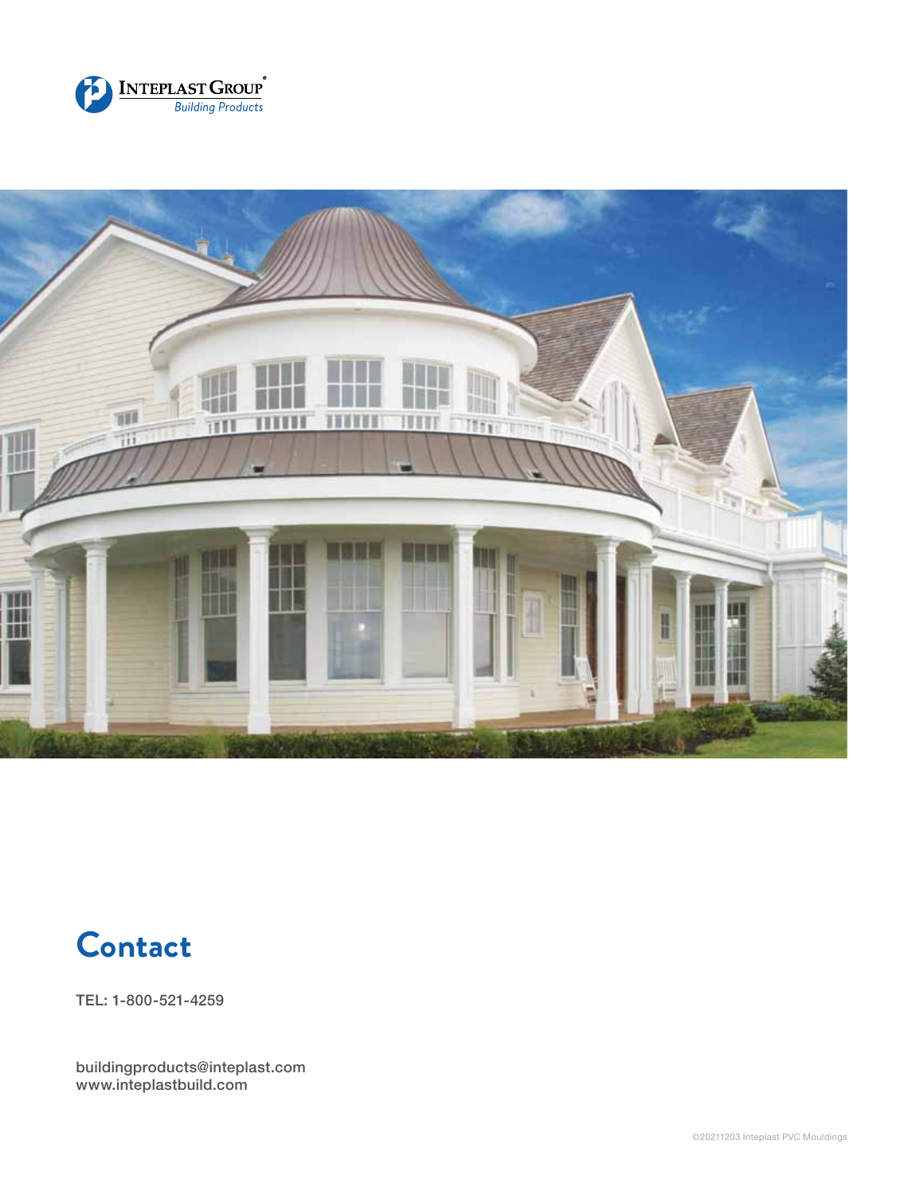# Contact

TEL: 1-800-521-4259

buildingproducts@inteplast.com
www.inteplastbuild.com

©20211203 Inteplast PVC Mouldings